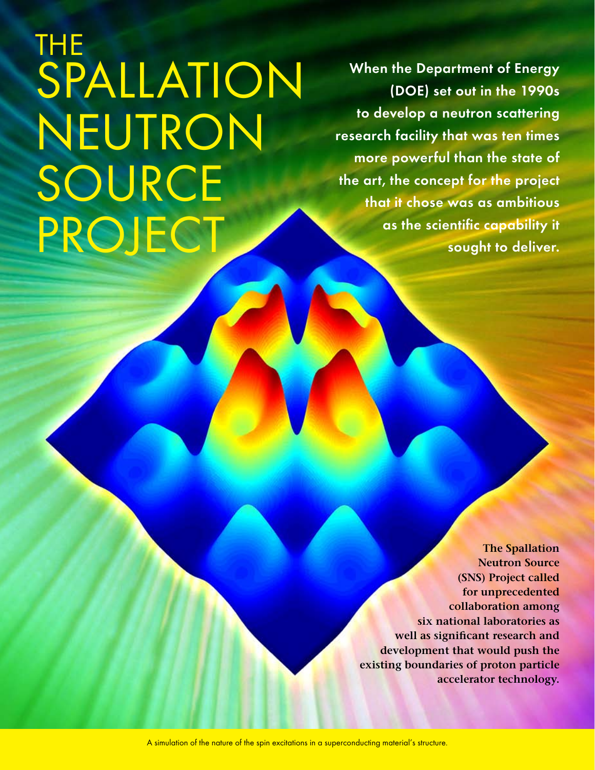# THE SPALLATION NEUTRON SOURCE PROJECT

**When the Department of Energy (DOE) set out in the 1990s to develop a neutron scattering research facility that was ten times more powerful than the state of the art, the concept for the project that it chose was as ambitious as the scientific capability it sought to deliver.**

**The Spallation Neutron Source (SNS) Project called for unprecedented collaboration among six national laboratories as well as significant research and development that would push the existing boundaries of proton particle accelerator technology.**

A simulation of the nature of the spin excitations in a superconducting material's structure.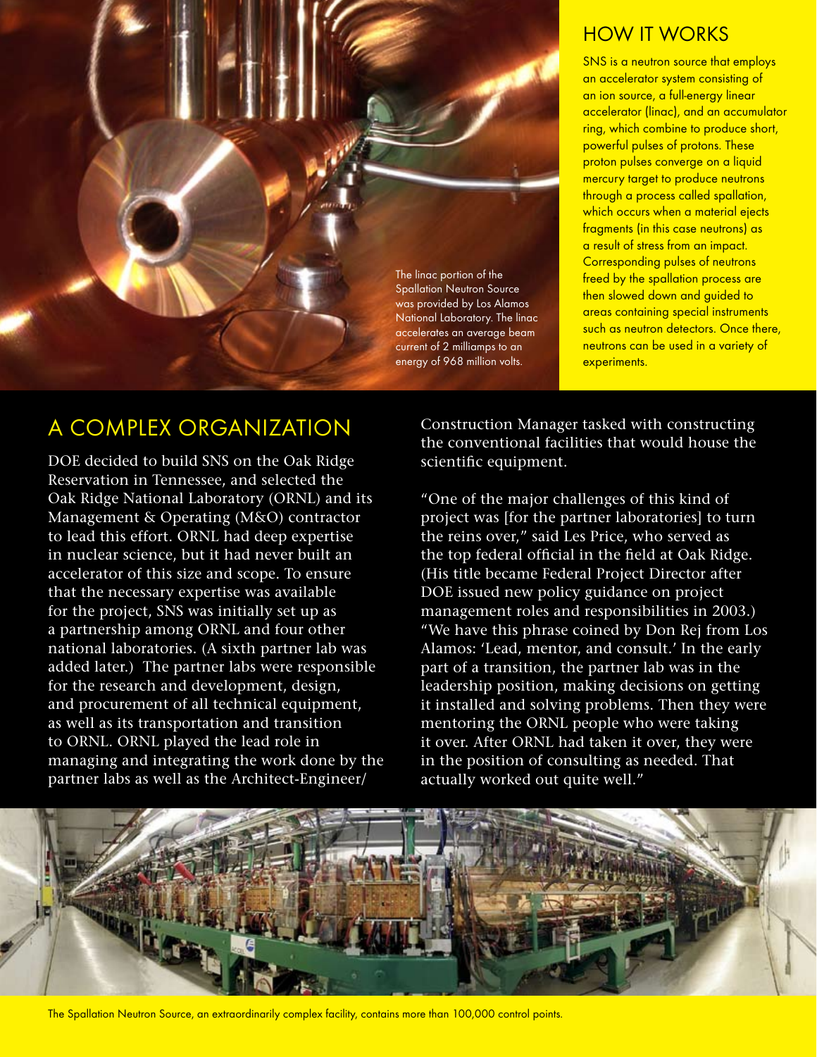The linac portion of the Spallation Neutron Source was provided by Los Alamos National Laboratory. The linac accelerates an average beam current of 2 milliamps to an energy of 968 million volts.

## HOW IT WORKS

SNS is a neutron source that employs an accelerator system consisting of an ion source, a full-energy linear accelerator (linac), and an accumulator ring, which combine to produce short, powerful pulses of protons. These proton pulses converge on a liquid mercury target to produce neutrons through a process called spallation, which occurs when a material ejects fragments (in this case neutrons) as a result of stress from an impact. Corresponding pulses of neutrons freed by the spallation process are then slowed down and guided to areas containing special instruments such as neutron detectors. Once there, neutrons can be used in a variety of experiments.

## A COMPLEX ORGANIZATION

DOE decided to build SNS on the Oak Ridge Reservation in Tennessee, and selected the Oak Ridge National Laboratory (ORNL) and its Management & Operating (M&O) contractor to lead this effort. ORNL had deep expertise in nuclear science, but it had never built an accelerator of this size and scope. To ensure that the necessary expertise was available for the project, SNS was initially set up as a partnership among ORNL and four other national laboratories. (A sixth partner lab was added later.) The partner labs were responsible for the research and development, design, and procurement of all technical equipment, as well as its transportation and transition to ORNL. ORNL played the lead role in managing and integrating the work done by the partner labs as well as the Architect-Engineer/Construction Manager tasked with constructing the conventional facilities that would house the scientific equipment.

"One of the major challenges of this kind of project was [for the partner laboratories] to turn the reins over," said Les Price, who served as the top federal official in the field at Oak Ridge. (His title became Federal Project Director after DOE issued new policy guidance on project management roles and responsibilities in 2003.) "We have this phrase coined by Don Rej from Los Alamos: 'Lead, mentor, and consult.' In the early part of a transition, the partner lab was in the leadership position, making decisions on getting it installed and solving problems. Then they were mentoring the ORNL people who were taking it over. After ORNL had taken it over, they were in the position of consulting as needed. That actually worked out quite well."

The Spallation Neutron Source, an extraordinarily complex facility, contains more than 100,000 control points.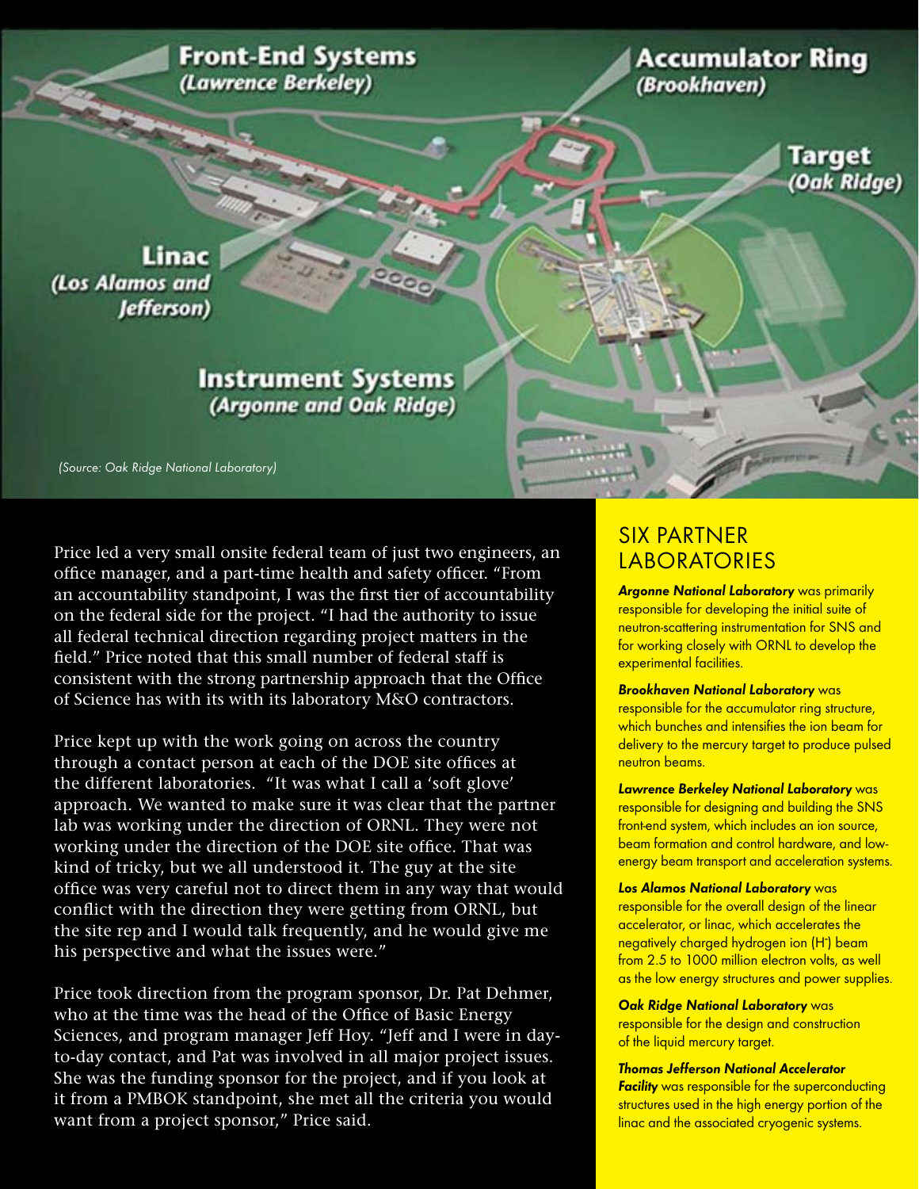Front-End Systems (Lawrence Berkeley)

Accumulator Ring (Brookhaven)

Target (Oak Ridge)

Linac (Los Alamos and Jefferson)

Instrument Systems (Argonne and Oak Ridge)

*(Source: Oak Ridge National Laboratory)*

Price led a very small onsite federal team of just two engineers, an office manager, and a part-time health and safety officer. "From an accountability standpoint, I was the first tier of accountability on the federal side for the project. "I had the authority to issue all federal technical direction regarding project matters in the field." Price noted that this small number of federal staff is consistent with the strong partnership approach that the Office of Science has with its with its laboratory M&O contractors.

Price kept up with the work going on across the country through a contact person at each of the DOE site offices at the different laboratories. "It was what I call a 'soft glove' approach. We wanted to make sure it was clear that the partner lab was working under the direction of ORNL. They were not working under the direction of the DOE site office. That was kind of tricky, but we all understood it. The guy at the site office was very careful not to direct them in any way that would conflict with the direction they were getting from ORNL, but the site rep and I would talk frequently, and he would give me his perspective and what the issues were."

Price took direction from the program sponsor, Dr. Pat Dehmer, who at the time was the head of the Office of Basic Energy Sciences, and program manager Jeff Hoy. "Jeff and I were in day-to-day contact, and Pat was involved in all major project issues. She was the funding sponsor for the project, and if you look at it from a PMBOK standpoint, she met all the criteria you would want from a project sponsor," Price said.

## SIX PARTNER LABORATORIES

***Argonne National Laboratory*** was primarily responsible for developing the initial suite of neutron-scattering instrumentation for SNS and for working closely with ORNL to develop the experimental facilities.

***Brookhaven National Laboratory*** was responsible for the accumulator ring structure, which bunches and intensifies the ion beam for delivery to the mercury target to produce pulsed neutron beams.

***Lawrence Berkeley National Laboratory*** was responsible for designing and building the SNS front-end system, which includes an ion source, beam formation and control hardware, and low-energy beam transport and acceleration systems.

***Los Alamos National Laboratory*** was responsible for the overall design of the linear accelerator, or linac, which accelerates the negatively charged hydrogen ion ($H^-$) beam from 2.5 to 1000 million electron volts, as well as the low energy structures and power supplies.

***Oak Ridge National Laboratory*** was responsible for the design and construction of the liquid mercury target.

***Thomas Jefferson National Accelerator Facility*** was responsible for the superconducting structures used in the high energy portion of the linac and the associated cryogenic systems.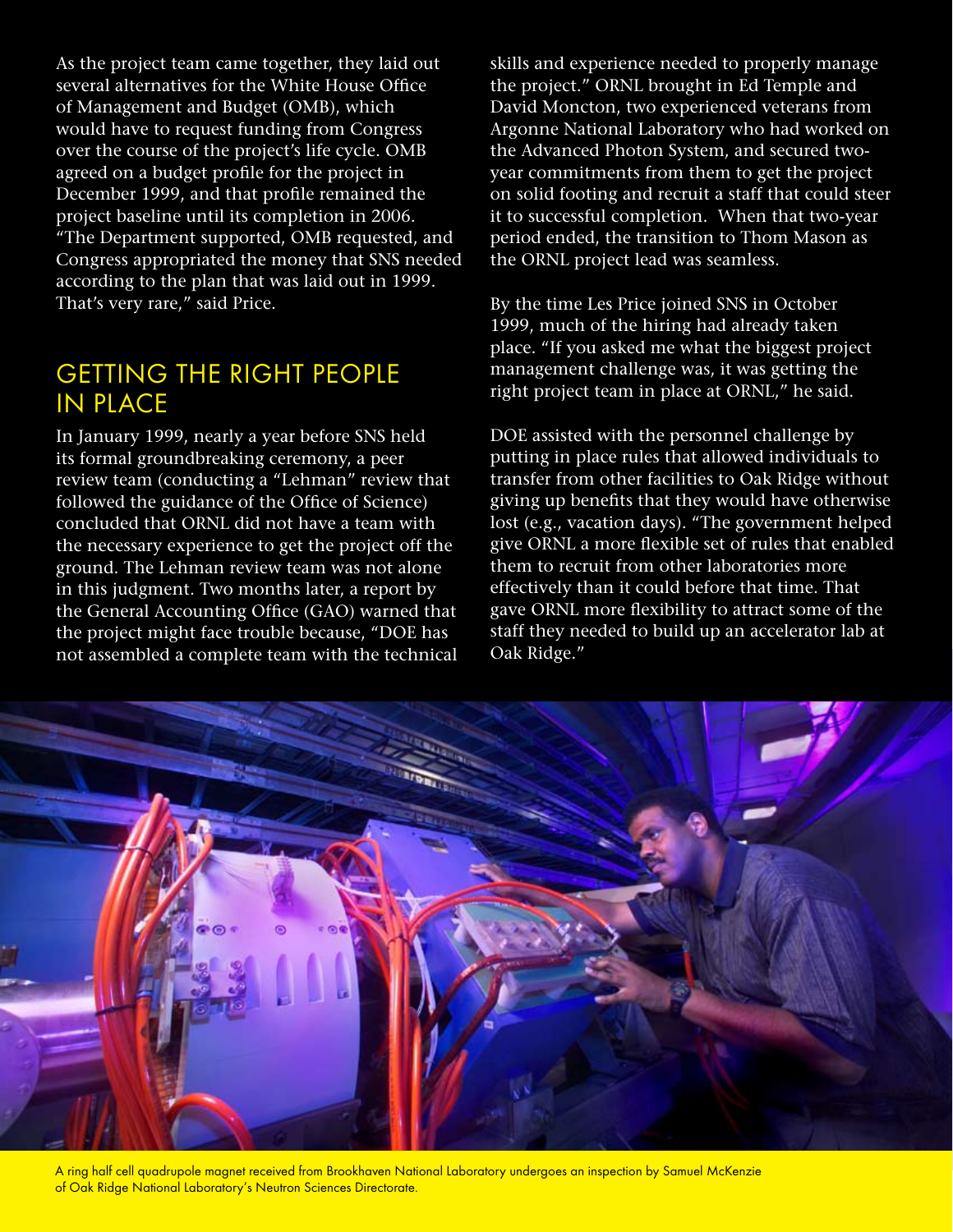As the project team came together, they laid out several alternatives for the White House Office of Management and Budget (OMB), which would have to request funding from Congress over the course of the project's life cycle. OMB agreed on a budget profile for the project in December 1999, and that profile remained the project baseline until its completion in 2006. "The Department supported, OMB requested, and Congress appropriated the money that SNS needed according to the plan that was laid out in 1999. That's very rare," said Price.

## GETTING THE RIGHT PEOPLE IN PLACE

In January 1999, nearly a year before SNS held its formal groundbreaking ceremony, a peer review team (conducting a "Lehman" review that followed the guidance of the Office of Science) concluded that ORNL did not have a team with the necessary experience to get the project off the ground. The Lehman review team was not alone in this judgment. Two months later, a report by the General Accounting Office (GAO) warned that the project might face trouble because, "DOE has not assembled a complete team with the technical skills and experience needed to properly manage the project." ORNL brought in Ed Temple and David Moncton, two experienced veterans from Argonne National Laboratory who had worked on the Advanced Photon System, and secured two-year commitments from them to get the project on solid footing and recruit a staff that could steer it to successful completion. When that two-year period ended, the transition to Thom Mason as the ORNL project lead was seamless.

By the time Les Price joined SNS in October 1999, much of the hiring had already taken place. "If you asked me what the biggest project management challenge was, it was getting the right project team in place at ORNL," he said.

DOE assisted with the personnel challenge by putting in place rules that allowed individuals to transfer from other facilities to Oak Ridge without giving up benefits that they would have otherwise lost (e.g., vacation days). "The government helped give ORNL a more flexible set of rules that enabled them to recruit from other laboratories more effectively than it could before that time. That gave ORNL more flexibility to attract some of the staff they needed to build up an accelerator lab at Oak Ridge."

A ring half cell quadrupole magnet received from Brookhaven National Laboratory undergoes an inspection by Samuel McKenzie of Oak Ridge National Laboratory's Neutron Sciences Directorate.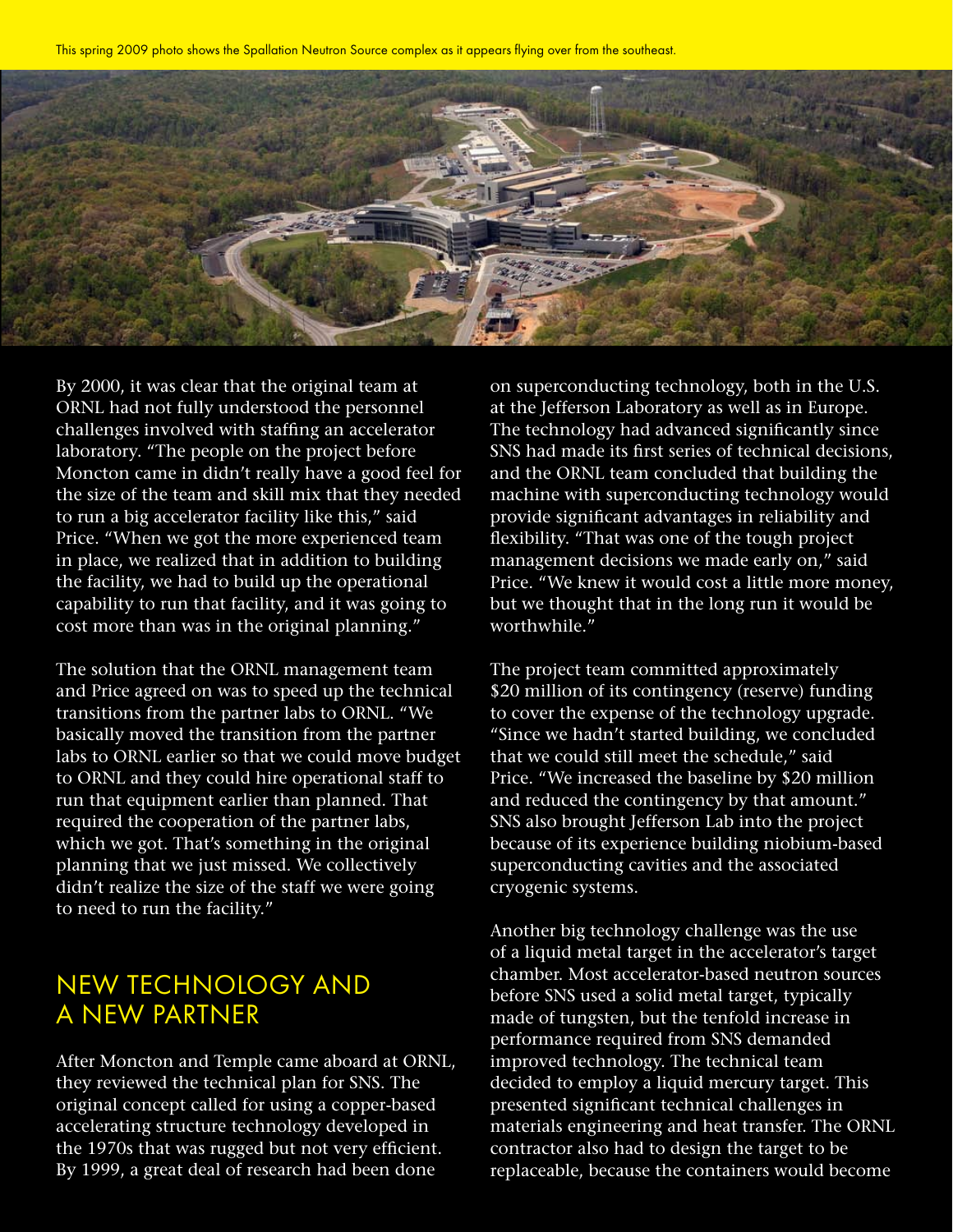This spring 2009 photo shows the Spallation Neutron Source complex as it appears flying over from the southeast.

By 2000, it was clear that the original team at ORNL had not fully understood the personnel challenges involved with staffing an accelerator laboratory. "The people on the project before Moncton came in didn't really have a good feel for the size of the team and skill mix that they needed to run a big accelerator facility like this," said Price. "When we got the more experienced team in place, we realized that in addition to building the facility, we had to build up the operational capability to run that facility, and it was going to cost more than was in the original planning."

The solution that the ORNL management team and Price agreed on was to speed up the technical transitions from the partner labs to ORNL. "We basically moved the transition from the partner labs to ORNL earlier so that we could move budget to ORNL and they could hire operational staff to run that equipment earlier than planned. That required the cooperation of the partner labs, which we got. That's something in the original planning that we just missed. We collectively didn't realize the size of the staff we were going to need to run the facility."

## NEW TECHNOLOGY AND A NEW PARTNER

After Moncton and Temple came aboard at ORNL, they reviewed the technical plan for SNS. The original concept called for using a copper-based accelerating structure technology developed in the 1970s that was rugged but not very efficient. By 1999, a great deal of research had been done on superconducting technology, both in the U.S. at the Jefferson Laboratory as well as in Europe. The technology had advanced significantly since SNS had made its first series of technical decisions, and the ORNL team concluded that building the machine with superconducting technology would provide significant advantages in reliability and flexibility. "That was one of the tough project management decisions we made early on," said Price. "We knew it would cost a little more money, but we thought that in the long run it would be worthwhile."

The project team committed approximately $20 million of its contingency (reserve) funding to cover the expense of the technology upgrade. "Since we hadn't started building, we concluded that we could still meet the schedule," said Price. "We increased the baseline by $20 million and reduced the contingency by that amount." SNS also brought Jefferson Lab into the project because of its experience building niobium-based superconducting cavities and the associated cryogenic systems.

Another big technology challenge was the use of a liquid metal target in the accelerator's target chamber. Most accelerator-based neutron sources before SNS used a solid metal target, typically made of tungsten, but the tenfold increase in performance required from SNS demanded improved technology. The technical team decided to employ a liquid mercury target. This presented significant technical challenges in materials engineering and heat transfer. The ORNL contractor also had to design the target to be replaceable, because the containers would become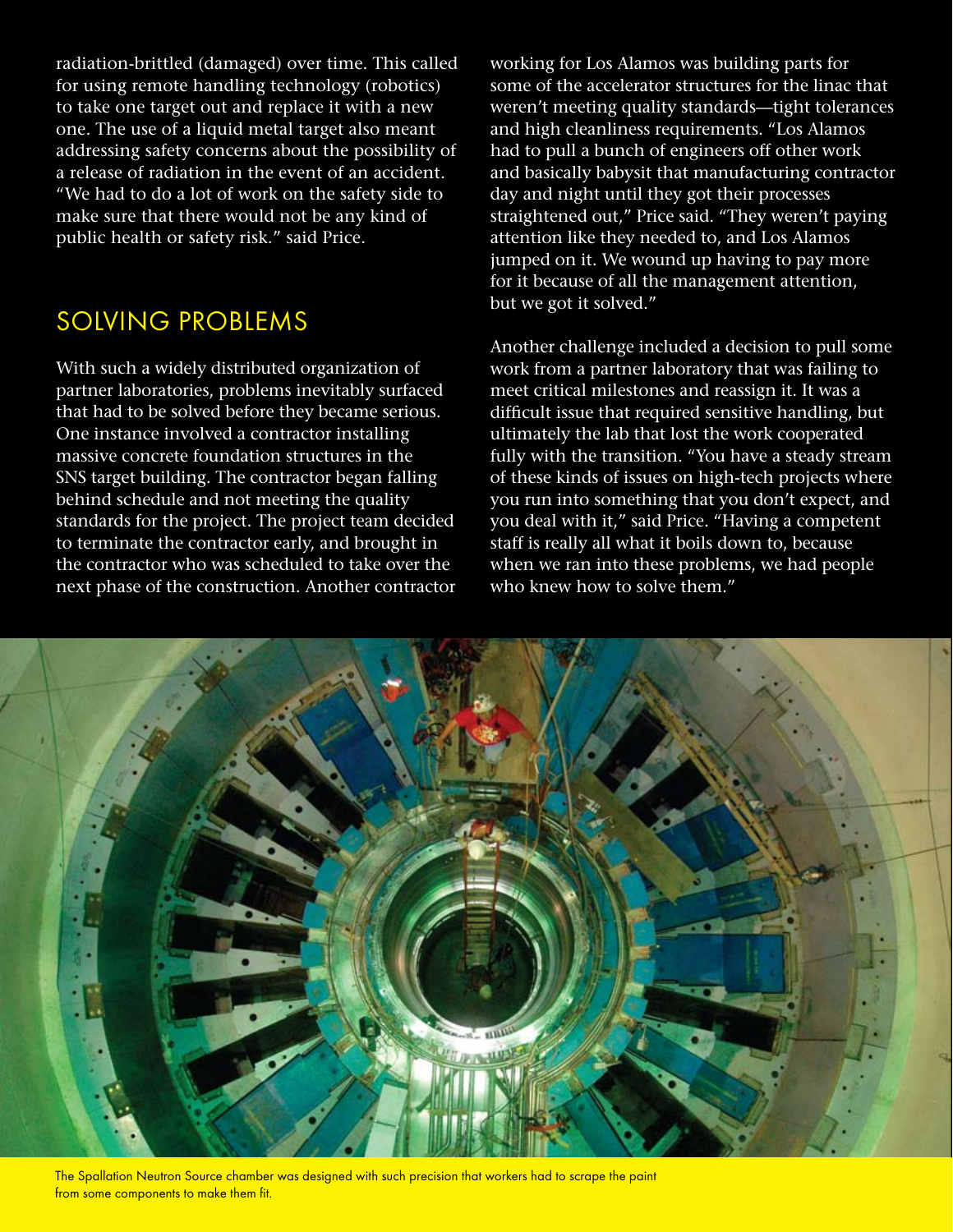radiation-brittled (damaged) over time. This called for using remote handling technology (robotics) to take one target out and replace it with a new one. The use of a liquid metal target also meant addressing safety concerns about the possibility of a release of radiation in the event of an accident. "We had to do a lot of work on the safety side to make sure that there would not be any kind of public health or safety risk." said Price.

## SOLVING PROBLEMS

With such a widely distributed organization of partner laboratories, problems inevitably surfaced that had to be solved before they became serious. One instance involved a contractor installing massive concrete foundation structures in the SNS target building. The contractor began falling behind schedule and not meeting the quality standards for the project. The project team decided to terminate the contractor early, and brought in the contractor who was scheduled to take over the next phase of the construction. Another contractor working for Los Alamos was building parts for some of the accelerator structures for the linac that weren't meeting quality standards—tight tolerances and high cleanliness requirements. "Los Alamos had to pull a bunch of engineers off other work and basically babysit that manufacturing contractor day and night until they got their processes straightened out," Price said. "They weren't paying attention like they needed to, and Los Alamos jumped on it. We wound up having to pay more for it because of all the management attention, but we got it solved."

Another challenge included a decision to pull some work from a partner laboratory that was failing to meet critical milestones and reassign it. It was a difficult issue that required sensitive handling, but ultimately the lab that lost the work cooperated fully with the transition. "You have a steady stream of these kinds of issues on high-tech projects where you run into something that you don't expect, and you deal with it," said Price. "Having a competent staff is really all what it boils down to, because when we ran into these problems, we had people who knew how to solve them."

The Spallation Neutron Source chamber was designed with such precision that workers had to scrape the paint from some components to make them fit.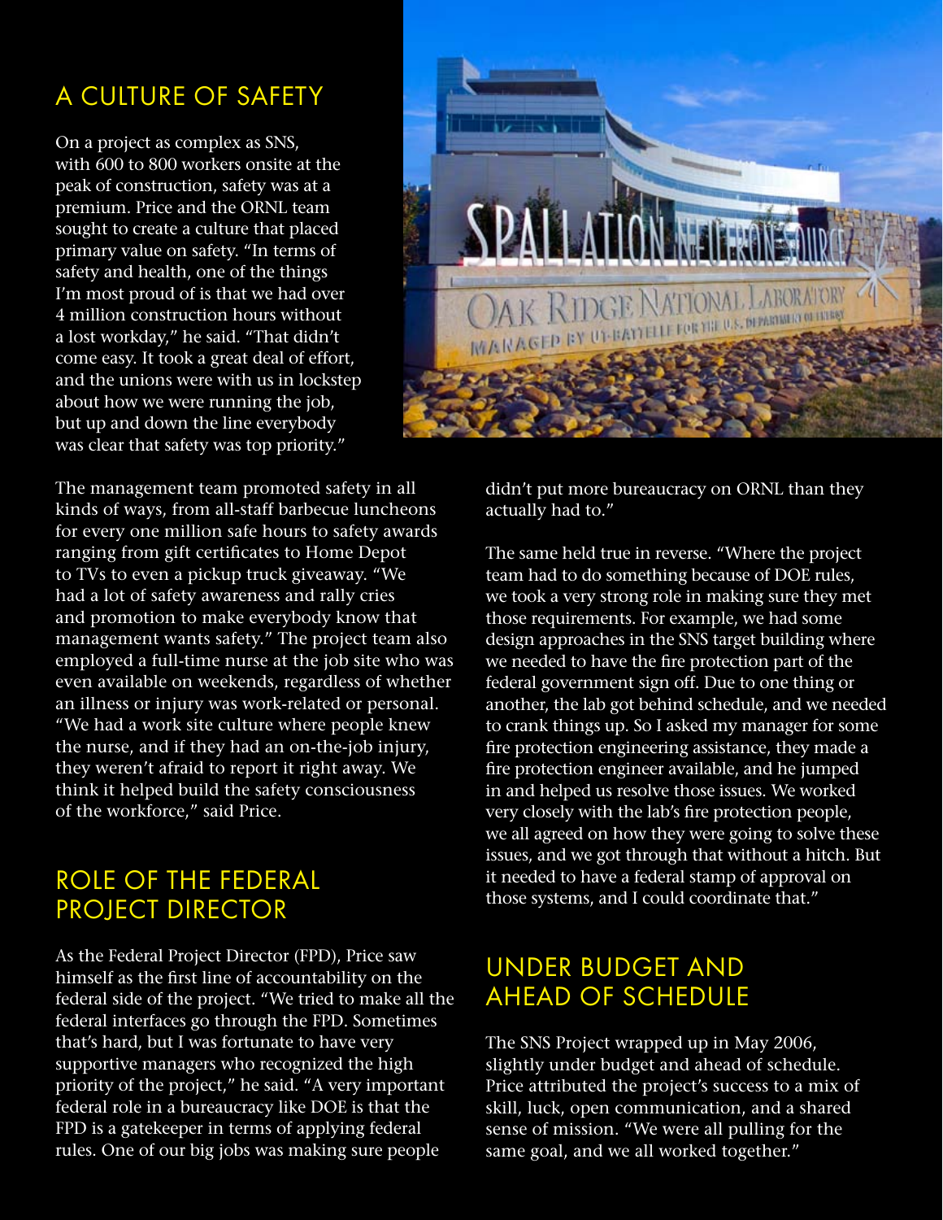## A CULTURE OF SAFETY

On a project as complex as SNS, with 600 to 800 workers onsite at the peak of construction, safety was at a premium. Price and the ORNL team sought to create a culture that placed primary value on safety. "In terms of safety and health, one of the things I'm most proud of is that we had over 4 million construction hours without a lost workday," he said. "That didn't come easy. It took a great deal of effort, and the unions were with us in lockstep about how we were running the job, but up and down the line everybody was clear that safety was top priority."

The management team promoted safety in all kinds of ways, from all-staff barbecue luncheons for every one million safe hours to safety awards ranging from gift certificates to Home Depot to TVs to even a pickup truck giveaway. "We had a lot of safety awareness and rally cries and promotion to make everybody know that management wants safety." The project team also employed a full-time nurse at the job site who was even available on weekends, regardless of whether an illness or injury was work-related or personal. "We had a work site culture where people knew the nurse, and if they had an on-the-job injury, they weren't afraid to report it right away. We think it helped build the safety consciousness of the workforce," said Price.

## ROLE OF THE FEDERAL PROJECT DIRECTOR

As the Federal Project Director (FPD), Price saw himself as the first line of accountability on the federal side of the project. "We tried to make all the federal interfaces go through the FPD. Sometimes that's hard, but I was fortunate to have very supportive managers who recognized the high priority of the project," he said. "A very important federal role in a bureaucracy like DOE is that the FPD is a gatekeeper in terms of applying federal rules. One of our big jobs was making sure people didn't put more bureaucracy on ORNL than they actually had to."

The same held true in reverse. "Where the project team had to do something because of DOE rules, we took a very strong role in making sure they met those requirements. For example, we had some design approaches in the SNS target building where we needed to have the fire protection part of the federal government sign off. Due to one thing or another, the lab got behind schedule, and we needed to crank things up. So I asked my manager for some fire protection engineering assistance, they made a fire protection engineer available, and he jumped in and helped us resolve those issues. We worked very closely with the lab's fire protection people, we all agreed on how they were going to solve these issues, and we got through that without a hitch. But it needed to have a federal stamp of approval on those systems, and I could coordinate that."

## UNDER BUDGET AND AHEAD OF SCHEDULE

The SNS Project wrapped up in May 2006, slightly under budget and ahead of schedule. Price attributed the project's success to a mix of skill, luck, open communication, and a shared sense of mission. "We were all pulling for the same goal, and we all worked together."